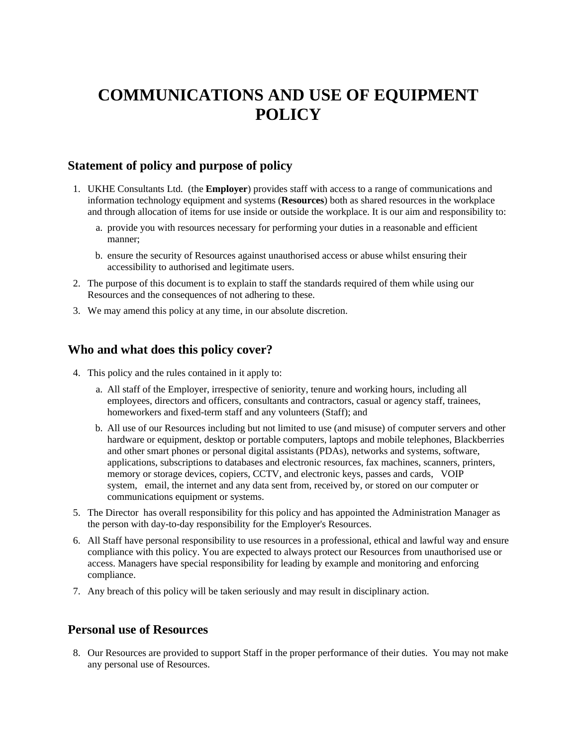# COMMUNICATIONS AND USE OF EQUIPMENT POLICY

## Statement of policy and purpose of policy

1. UKHE Consultants Ltd. (the **Employer**) provides staff with access to a range of communications and information technology equipment and systems (**Resources**) both as shared resources in the workplace and through allocation of items for use inside or outside the workplace. It is our aim and responsibility to:
   a. provide you with resources necessary for performing your duties in a reasonable and efficient manner;
   b. ensure the security of Resources against unauthorised access or abuse whilst ensuring their accessibility to authorised and legitimate users.
2. The purpose of this document is to explain to staff the standards required of them while using our Resources and the consequences of not adhering to these.
3. We may amend this policy at any time, in our absolute discretion.

## Who and what does this policy cover?

4. This policy and the rules contained in it apply to:
   a. All staff of the Employer, irrespective of seniority, tenure and working hours, including all employees, directors and officers, consultants and contractors, casual or agency staff, trainees, homeworkers and fixed-term staff and any volunteers (Staff); and
   b. All use of our Resources including but not limited to use (and misuse) of computer servers and other hardware or equipment, desktop or portable computers, laptops and mobile telephones, Blackberries and other smart phones or personal digital assistants (PDAs), networks and systems, software, applications, subscriptions to databases and electronic resources, fax machines, scanners, printers, memory or storage devices, copiers, CCTV, and electronic keys, passes and cards, VOIP system, email, the internet and any data sent from, received by, or stored on our computer or communications equipment or systems.
5. The Director has overall responsibility for this policy and has appointed the Administration Manager as the person with day-to-day responsibility for the Employer's Resources.
6. All Staff have personal responsibility to use resources in a professional, ethical and lawful way and ensure compliance with this policy. You are expected to always protect our Resources from unauthorised use or access. Managers have special responsibility for leading by example and monitoring and enforcing compliance.
7. Any breach of this policy will be taken seriously and may result in disciplinary action.

## Personal use of Resources

8. Our Resources are provided to support Staff in the proper performance of their duties. You may not make any personal use of Resources.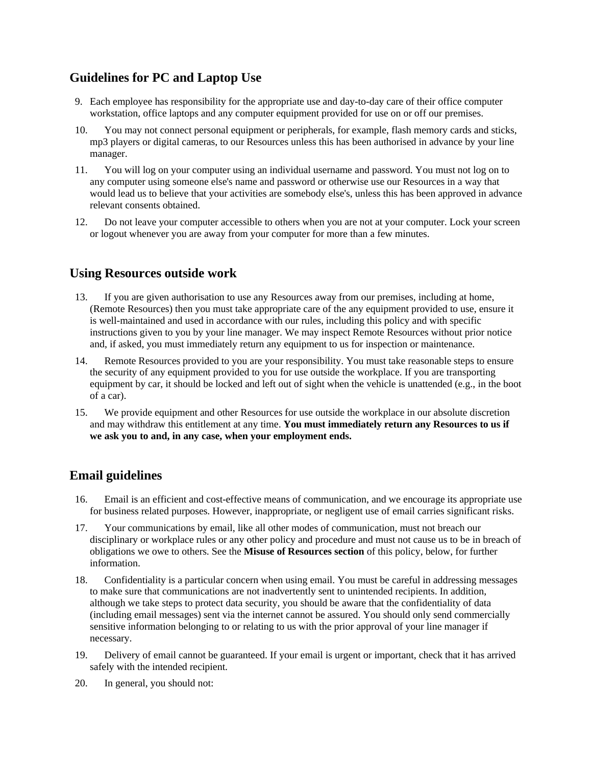## Guidelines for PC and Laptop Use

9. Each employee has responsibility for the appropriate use and day-to-day care of their office computer workstation, office laptops and any computer equipment provided for use on or off our premises.
10. You may not connect personal equipment or peripherals, for example, flash memory cards and sticks, mp3 players or digital cameras, to our Resources unless this has been authorised in advance by your line manager.
11. You will log on your computer using an individual username and password. You must not log on to any computer using someone else's name and password or otherwise use our Resources in a way that would lead us to believe that your activities are somebody else's, unless this has been approved in advance relevant consents obtained.
12. Do not leave your computer accessible to others when you are not at your computer. Lock your screen or logout whenever you are away from your computer for more than a few minutes.

## Using Resources outside work

13. If you are given authorisation to use any Resources away from our premises, including at home, (Remote Resources) then you must take appropriate care of the any equipment provided to use, ensure it is well-maintained and used in accordance with our rules, including this policy and with specific instructions given to you by your line manager. We may inspect Remote Resources without prior notice and, if asked, you must immediately return any equipment to us for inspection or maintenance.
14. Remote Resources provided to you are your responsibility. You must take reasonable steps to ensure the security of any equipment provided to you for use outside the workplace. If you are transporting equipment by car, it should be locked and left out of sight when the vehicle is unattended (e.g., in the boot of a car).
15. We provide equipment and other Resources for use outside the workplace in our absolute discretion and may withdraw this entitlement at any time. **You must immediately return any Resources to us if we ask you to and, in any case, when your employment ends.**

## Email guidelines

16. Email is an efficient and cost-effective means of communication, and we encourage its appropriate use for business related purposes. However, inappropriate, or negligent use of email carries significant risks.
17. Your communications by email, like all other modes of communication, must not breach our disciplinary or workplace rules or any other policy and procedure and must not cause us to be in breach of obligations we owe to others. See the **Misuse of Resources section** of this policy, below, for further information.
18. Confidentiality is a particular concern when using email. You must be careful in addressing messages to make sure that communications are not inadvertently sent to unintended recipients. In addition, although we take steps to protect data security, you should be aware that the confidentiality of data (including email messages) sent via the internet cannot be assured. You should only send commercially sensitive information belonging to or relating to us with the prior approval of your line manager if necessary.
19. Delivery of email cannot be guaranteed. If your email is urgent or important, check that it has arrived safely with the intended recipient.
20. In general, you should not: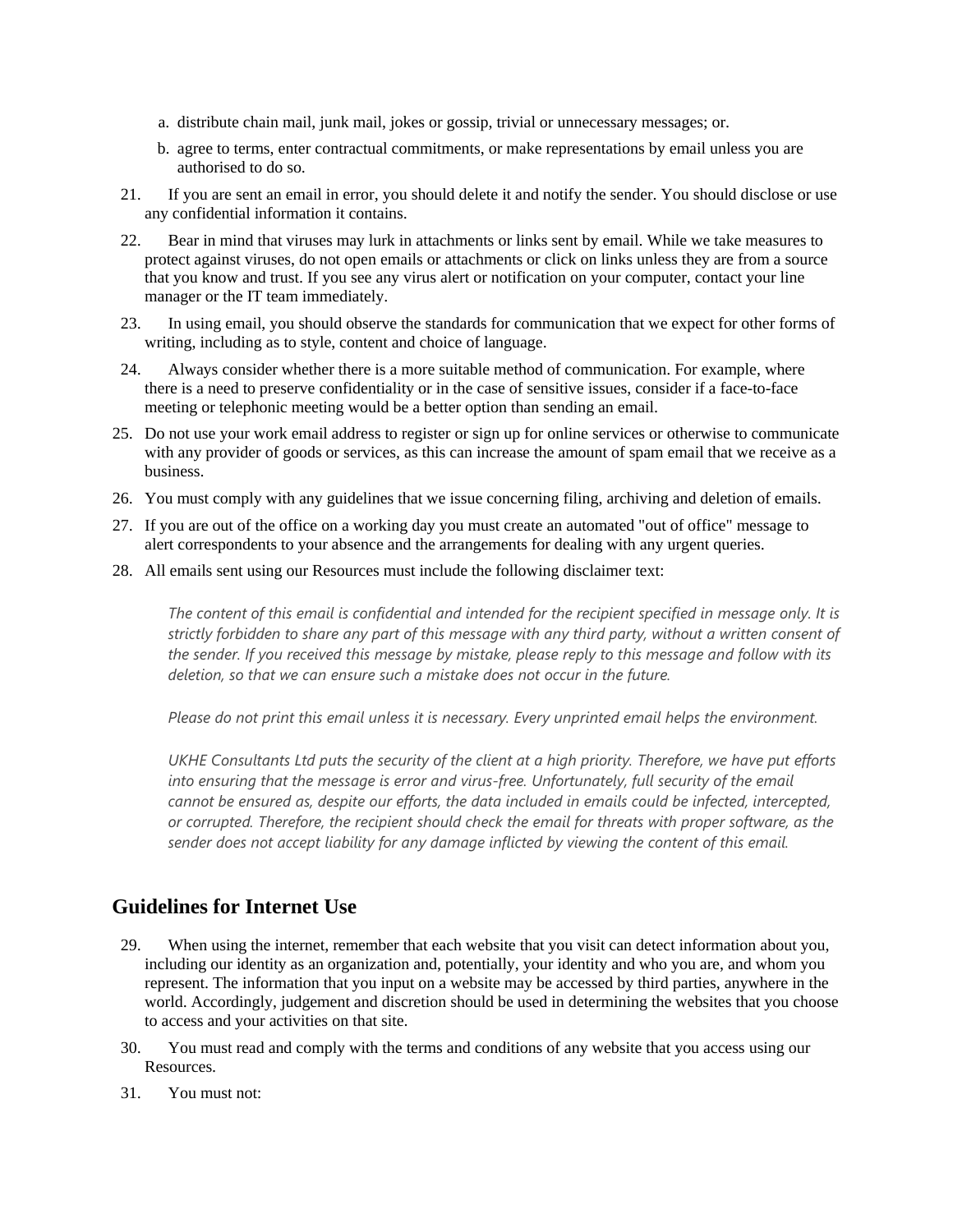a. distribute chain mail, junk mail, jokes or gossip, trivial or unnecessary messages; or.
b. agree to terms, enter contractual commitments, or make representations by email unless you are authorised to do so.

21. If you are sent an email in error, you should delete it and notify the sender. You should disclose or use any confidential information it contains.

22. Bear in mind that viruses may lurk in attachments or links sent by email. While we take measures to protect against viruses, do not open emails or attachments or click on links unless they are from a source that you know and trust. If you see any virus alert or notification on your computer, contact your line manager or the IT team immediately.

23. In using email, you should observe the standards for communication that we expect for other forms of writing, including as to style, content and choice of language.

24. Always consider whether there is a more suitable method of communication. For example, where there is a need to preserve confidentiality or in the case of sensitive issues, consider if a face-to-face meeting or telephonic meeting would be a better option than sending an email.

25. Do not use your work email address to register or sign up for online services or otherwise to communicate with any provider of goods or services, as this can increase the amount of spam email that we receive as a business.

26. You must comply with any guidelines that we issue concerning filing, archiving and deletion of emails.

27. If you are out of the office on a working day you must create an automated "out of office" message to alert correspondents to your absence and the arrangements for dealing with any urgent queries.

28. All emails sent using our Resources must include the following disclaimer text:

> *The content of this email is confidential and intended for the recipient specified in message only. It is strictly forbidden to share any part of this message with any third party, without a written consent of the sender. If you received this message by mistake, please reply to this message and follow with its deletion, so that we can ensure such a mistake does not occur in the future.*
>
> *Please do not print this email unless it is necessary. Every unprinted email helps the environment.*
>
> *UKHE Consultants Ltd puts the security of the client at a high priority. Therefore, we have put efforts into ensuring that the message is error and virus-free. Unfortunately, full security of the email cannot be ensured as, despite our efforts, the data included in emails could be infected, intercepted, or corrupted. Therefore, the recipient should check the email for threats with proper software, as the sender does not accept liability for any damage inflicted by viewing the content of this email.*

## Guidelines for Internet Use

29. When using the internet, remember that each website that you visit can detect information about you, including our identity as an organization and, potentially, your identity and who you are, and whom you represent. The information that you input on a website may be accessed by third parties, anywhere in the world. Accordingly, judgement and discretion should be used in determining the websites that you choose to access and your activities on that site.

30. You must read and comply with the terms and conditions of any website that you access using our Resources.

31. You must not: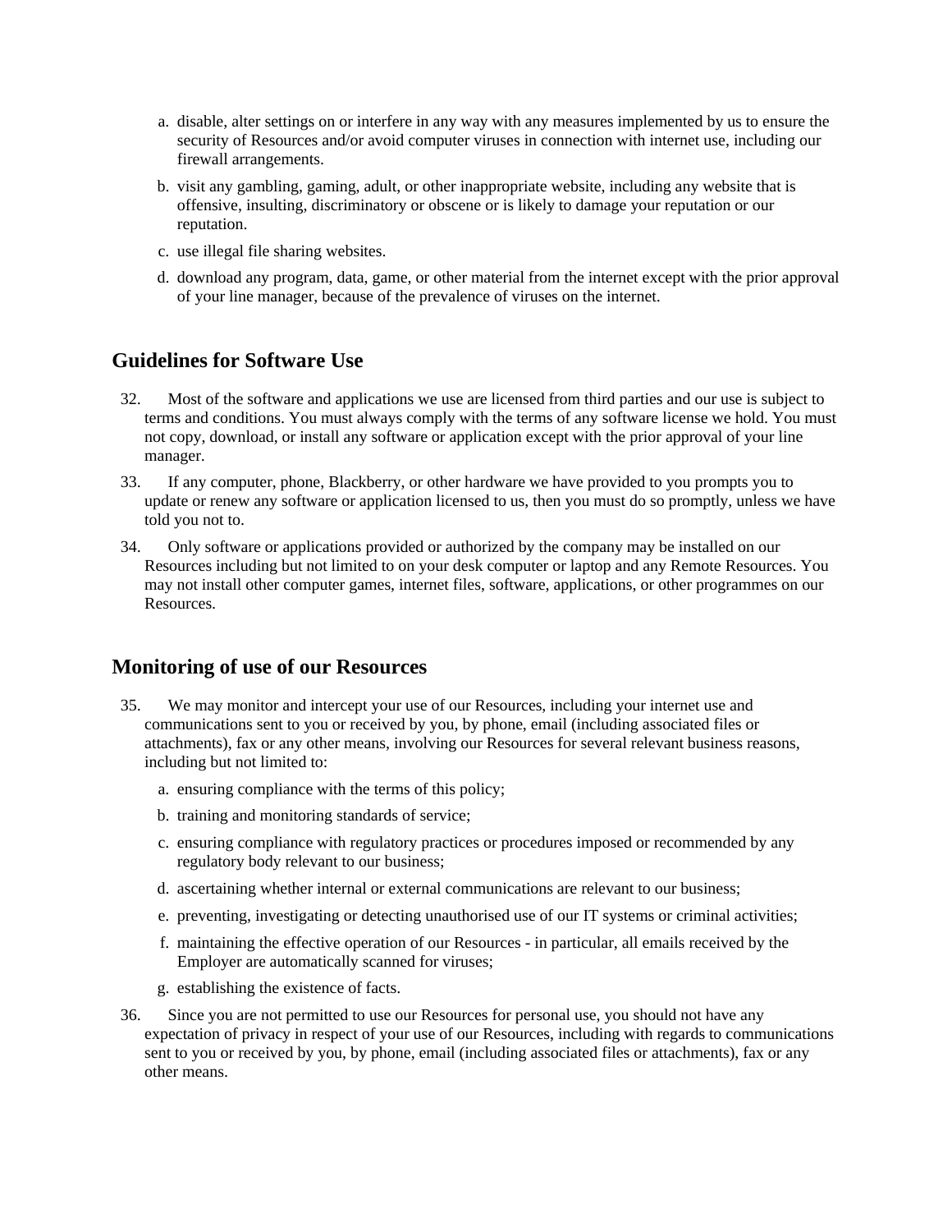a. disable, alter settings on or interfere in any way with any measures implemented by us to ensure the security of Resources and/or avoid computer viruses in connection with internet use, including our firewall arrangements.

b. visit any gambling, gaming, adult, or other inappropriate website, including any website that is offensive, insulting, discriminatory or obscene or is likely to damage your reputation or our reputation.

c. use illegal file sharing websites.

d. download any program, data, game, or other material from the internet except with the prior approval of your line manager, because of the prevalence of viruses on the internet.

## Guidelines for Software Use

32. Most of the software and applications we use are licensed from third parties and our use is subject to terms and conditions. You must always comply with the terms of any software license we hold. You must not copy, download, or install any software or application except with the prior approval of your line manager.

33. If any computer, phone, Blackberry, or other hardware we have provided to you prompts you to update or renew any software or application licensed to us, then you must do so promptly, unless we have told you not to.

34. Only software or applications provided or authorized by the company may be installed on our Resources including but not limited to on your desk computer or laptop and any Remote Resources. You may not install other computer games, internet files, software, applications, or other programmes on our Resources.

## Monitoring of use of our Resources

35. We may monitor and intercept your use of our Resources, including your internet use and communications sent to you or received by you, by phone, email (including associated files or attachments), fax or any other means, involving our Resources for several relevant business reasons, including but not limited to:

    a. ensuring compliance with the terms of this policy;

    b. training and monitoring standards of service;

    c. ensuring compliance with regulatory practices or procedures imposed or recommended by any regulatory body relevant to our business;

    d. ascertaining whether internal or external communications are relevant to our business;

    e. preventing, investigating or detecting unauthorised use of our IT systems or criminal activities;

    f. maintaining the effective operation of our Resources - in particular, all emails received by the Employer are automatically scanned for viruses;

    g. establishing the existence of facts.

36. Since you are not permitted to use our Resources for personal use, you should not have any expectation of privacy in respect of your use of our Resources, including with regards to communications sent to you or received by you, by phone, email (including associated files or attachments), fax or any other means.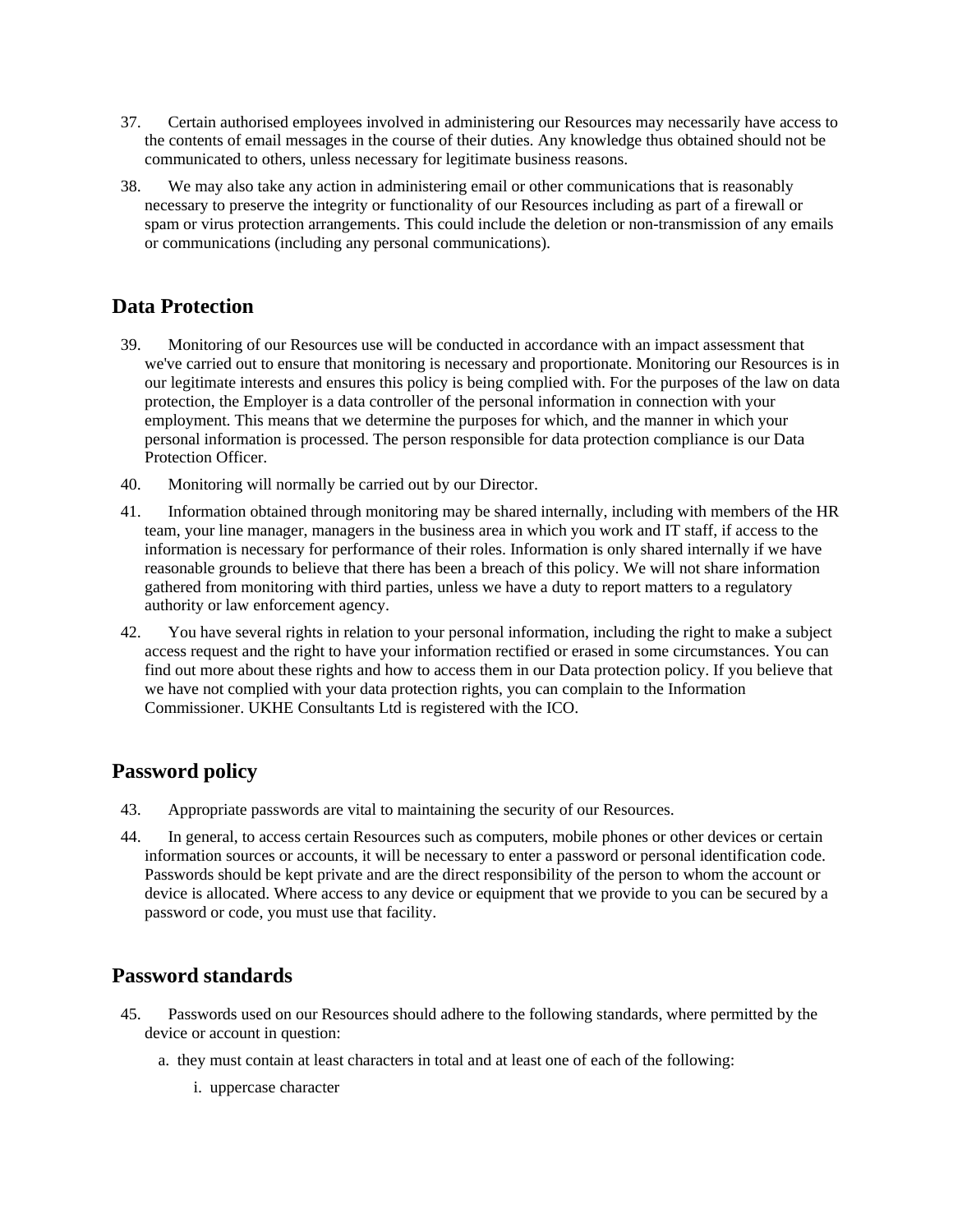37. Certain authorised employees involved in administering our Resources may necessarily have access to the contents of email messages in the course of their duties. Any knowledge thus obtained should not be communicated to others, unless necessary for legitimate business reasons.

38. We may also take any action in administering email or other communications that is reasonably necessary to preserve the integrity or functionality of our Resources including as part of a firewall or spam or virus protection arrangements. This could include the deletion or non-transmission of any emails or communications (including any personal communications).

## Data Protection

39. Monitoring of our Resources use will be conducted in accordance with an impact assessment that we've carried out to ensure that monitoring is necessary and proportionate. Monitoring our Resources is in our legitimate interests and ensures this policy is being complied with. For the purposes of the law on data protection, the Employer is a data controller of the personal information in connection with your employment. This means that we determine the purposes for which, and the manner in which your personal information is processed. The person responsible for data protection compliance is our Data Protection Officer.

40. Monitoring will normally be carried out by our Director.

41. Information obtained through monitoring may be shared internally, including with members of the HR team, your line manager, managers in the business area in which you work and IT staff, if access to the information is necessary for performance of their roles. Information is only shared internally if we have reasonable grounds to believe that there has been a breach of this policy. We will not share information gathered from monitoring with third parties, unless we have a duty to report matters to a regulatory authority or law enforcement agency.

42. You have several rights in relation to your personal information, including the right to make a subject access request and the right to have your information rectified or erased in some circumstances. You can find out more about these rights and how to access them in our Data protection policy. If you believe that we have not complied with your data protection rights, you can complain to the Information Commissioner. UKHE Consultants Ltd is registered with the ICO.

## Password policy

43. Appropriate passwords are vital to maintaining the security of our Resources.

44. In general, to access certain Resources such as computers, mobile phones or other devices or certain information sources or accounts, it will be necessary to enter a password or personal identification code. Passwords should be kept private and are the direct responsibility of the person to whom the account or device is allocated. Where access to any device or equipment that we provide to you can be secured by a password or code, you must use that facility.

## Password standards

45. Passwords used on our Resources should adhere to the following standards, where permitted by the device or account in question:

    a. they must contain at least characters in total and at least one of each of the following:

        i. uppercase character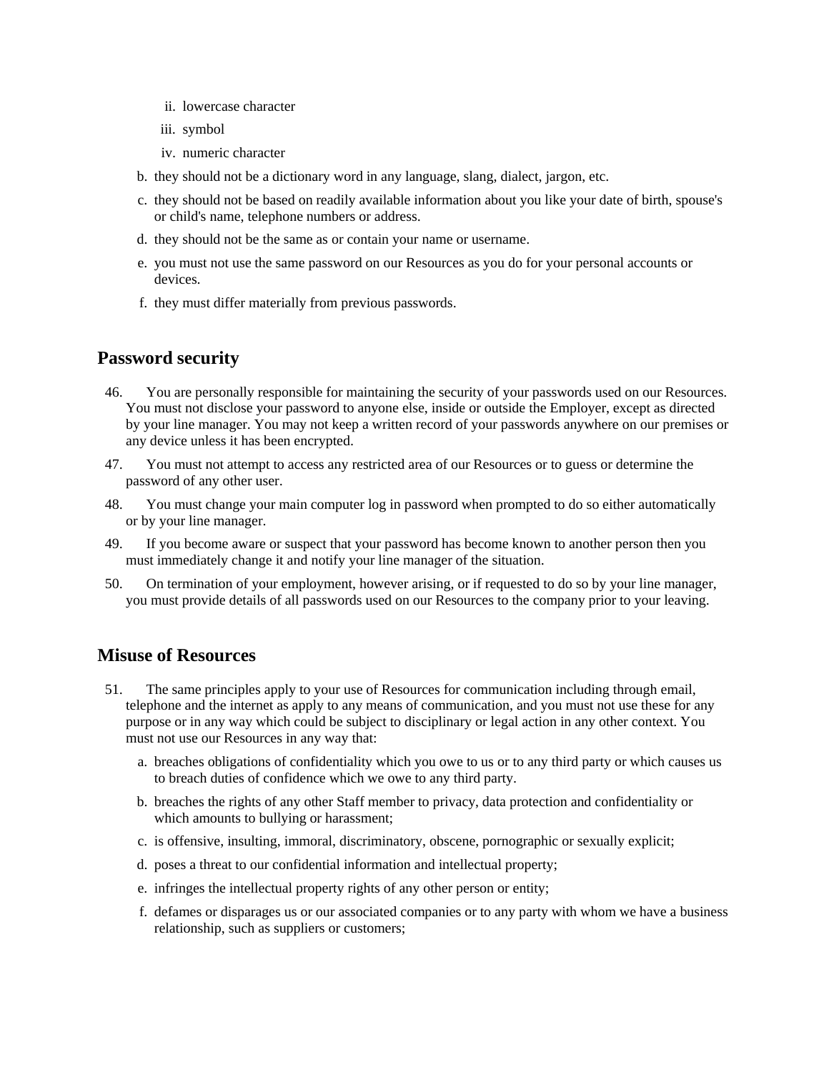ii. lowercase character
    iii. symbol
    iv. numeric character

  b. they should not be a dictionary word in any language, slang, dialect, jargon, etc.
  c. they should not be based on readily available information about you like your date of birth, spouse's or child's name, telephone numbers or address.
  d. they should not be the same as or contain your name or username.
  e. you must not use the same password on our Resources as you do for your personal accounts or devices.
  f. they must differ materially from previous passwords.

## Password security

46. You are personally responsible for maintaining the security of your passwords used on our Resources. You must not disclose your password to anyone else, inside or outside the Employer, except as directed by your line manager. You may not keep a written record of your passwords anywhere on our premises or any device unless it has been encrypted.

47. You must not attempt to access any restricted area of our Resources or to guess or determine the password of any other user.

48. You must change your main computer log in password when prompted to do so either automatically or by your line manager.

49. If you become aware or suspect that your password has become known to another person then you must immediately change it and notify your line manager of the situation.

50. On termination of your employment, however arising, or if requested to do so by your line manager, you must provide details of all passwords used on our Resources to the company prior to your leaving.

## Misuse of Resources

51. The same principles apply to your use of Resources for communication including through email, telephone and the internet as apply to any means of communication, and you must not use these for any purpose or in any way which could be subject to disciplinary or legal action in any other context. You must not use our Resources in any way that:

  a. breaches obligations of confidentiality which you owe to us or to any third party or which causes us to breach duties of confidence which we owe to any third party.
  b. breaches the rights of any other Staff member to privacy, data protection and confidentiality or which amounts to bullying or harassment;
  c. is offensive, insulting, immoral, discriminatory, obscene, pornographic or sexually explicit;
  d. poses a threat to our confidential information and intellectual property;
  e. infringes the intellectual property rights of any other person or entity;
  f. defames or disparages us or our associated companies or to any party with whom we have a business relationship, such as suppliers or customers;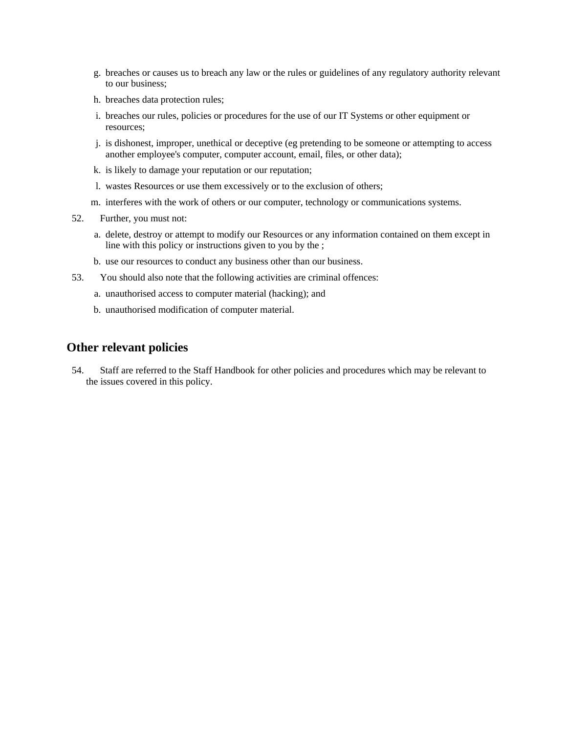g. breaches or causes us to breach any law or the rules or guidelines of any regulatory authority relevant to our business;
h. breaches data protection rules;
i. breaches our rules, policies or procedures for the use of our IT Systems or other equipment or resources;
j. is dishonest, improper, unethical or deceptive (eg pretending to be someone or attempting to access another employee's computer, computer account, email, files, or other data);
k. is likely to damage your reputation or our reputation;
l. wastes Resources or use them excessively or to the exclusion of others;
m. interferes with the work of others or our computer, technology or communications systems.

52. Further, you must not:

a. delete, destroy or attempt to modify our Resources or any information contained on them except in line with this policy or instructions given to you by the ;
b. use our resources to conduct any business other than our business.

53. You should also note that the following activities are criminal offences:

a. unauthorised access to computer material (hacking); and
b. unauthorised modification of computer material.

## Other relevant policies

54. Staff are referred to the Staff Handbook for other policies and procedures which may be relevant to the issues covered in this policy.